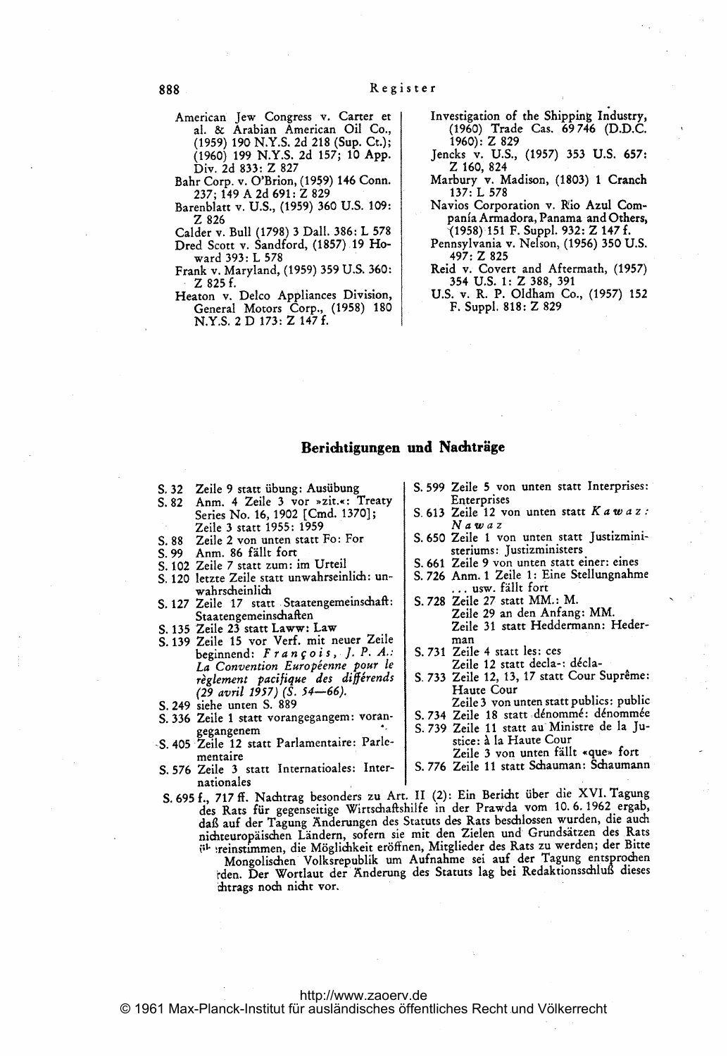American Jew Congress v. Carter et al. & Arabian American Oil Co., (1959) 190 N.Y.S. 2d 218 (Sup. Ct.); (1960) 199 N.Y.S. 2d 157; 10 App. Div. 2d 833: Z 827

Bahr Corp. v. O'Brion, (1959) 146 Conn. 237; 149 A 2d 691: Z 829

Barenblatt v. U.S., (1959) 360 U.S. 109: Z 826

Calder v. Bull (1798) 3 Dall. 386: L 578

Dred Scott v. Sandford, (1857) 19 Howard 393: L 578

Frank v. Maryland, (1959) 359 U.S. 360: Z 825 f.

Heaton v. Delco Appliances Division, General Motors Corp., (1958) 180 N.Y.S. 2 D 173: Z 147 f.

Investigation of the Shipping Industry, (1960) Trade Cas. 69 746 (D.D.C. 1960): Z 829

Jencks v. U.S., (1957) 353 U.S. 657: Z 160, 824

Marbury v. Madison, (1803) 1 Cranch 137: L 578

Navios Corporation v. Rio Azul Compania Armadora, Panama and Others, (1958) 151 F. Suppl. 932: Z 147 f.

Pennsylvania v. Nelson, (1956) 350 U.S. 497: Z 825

Reid v. Covert and Aftermath, (1957) 354 U.S. 1: Z 388, 391

U.S. v. R. P. Oldham Co., (1957) 152 F. Suppl. 818: Z 829

## Berichtigungen und Nachträge

S. 32 Zeile 9 statt übung: Ausübung

S. 82 Anm. 4 Zeile 3 vor »zit.«: Treaty Series No. 16, 1902 [Cmd. 1370]; Zeile 3 statt 1955: 1959

S. 88 Zeile 2 von unten statt Fo: For

S. 99 Anm. 86 fällt fort

S. 102 Zeile 7 statt zum: im Urteil

S. 120 letzte Zeile statt unwahrseinlich: unwahrscheinlich

S. 127 Zeile 17 statt Staatengemeinschaft: Staatengemeinschaften

S. 135 Zeile 23 statt Laww: Law

S. 139 Zeile 15 vor Verf. mit neuer Zeile beginnend: *François, J. P. A.: La Convention Européenne pour le règlement pacifique des différends (29 avril 1957) (S. 54—66).*

S. 249 siehe unten S. 889

S. 336 Zeile 1 statt vorangegangem: vorangegangenem

S. 405 Zeile 12 statt Parlamentaire: Parlementaire

S. 576 Zeile 3 statt Internatioales: Internationales

S. 599 Zeile 5 von unten statt Interprises: Enterprises

S. 613 Zeile 12 von unten statt *Kawaz: Nawaz*

S. 650 Zeile 1 von unten statt Justizministeriums: Justizministers

S. 661 Zeile 9 von unten statt einer: eines

S. 726 Anm. 1 Zeile 1: Eine Stellungnahme ... usw. fällt fort

S. 728 Zeile 27 statt MM.: M.
Zeile 29 an den Anfang: MM.
Zeile 31 statt Heddermann: Hederman

S. 731 Zeile 4 statt les: ces
Zeile 12 statt decla-: décla-

S. 733 Zeile 12, 13, 17 statt Cour Suprême: Haute Cour
Zeile 3 von unten statt publics: public

S. 734 Zeile 18 statt dénommé: dénommée

S. 739 Zeile 11 statt au Ministre de la Justice: à la Haute Cour
Zeile 3 von unten fällt «que» fort

S. 776 Zeile 11 statt Schauman: Schaumann

S. 695 f., 717 ff. Nachtrag besonders zu Art. II (2): Ein Bericht über die XVI. Tagung des Rats für gegenseitige Wirtschaftshilfe in der Prawda vom 10. 6. 1962 ergab, daß auf der Tagung Änderungen des Statuts des Rats beschlossen wurden, die auch nichteuropäischen Ländern, sofern sie mit den Zielen und Grundsätzen des Rats übereinstimmen, die Möglichkeit eröffnen, Mitglieder des Rats zu werden; der Bitte Mongolischen Volksrepublik um Aufnahme sei auf der Tagung entsprochen rden. Der Wortlaut der Änderung des Statuts lag bei Redaktionsschluß dieses chtrags noch nicht vor.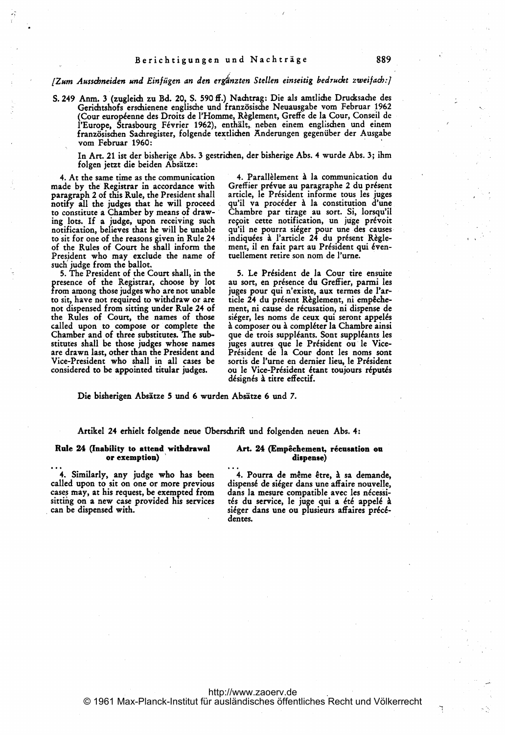*[Zum Ausschneiden und Einfügen an den ergänzten Stellen einseitig bedruckt zweifach:]*

S. 249 Anm. 3 (zugleich zu Bd. 20, S. 590 ff.) Nachtrag: Die als amtliche Drucksache des Gerichtshofs erschienene englische und französische Neuausgabe vom Februar 1962 (Cour européenne des Droits de l'Homme, Règlement, Greffe de la Cour, Conseil de l'Europe, Strasbourg Février 1962), enthält, neben einem englischen und einem französischen Sachregister, folgende textlichen Änderungen gegenüber der Ausgabe vom Februar 1960:

In Art. 21 ist der bisherige Abs. 3 gestrichen, der bisherige Abs. 4 wurde Abs. 3; ihm folgen jetzt die beiden Absätze:

4. At the same time as the communication made by the Registrar in accordance with paragraph 2 of this Rule, the President shall notify all the judges that he will proceed to constitute a Chamber by means of drawing lots. If a judge, upon receiving such notification, believes that he will be unable to sit for one of the reasons given in Rule 24 of the Rules of Court he shall inform the President who may exclude the name of such judge from the ballot.

5. The President of the Court shall, in the presence of the Registrar, choose by lot from among those judges who are not unable to sit, have not required to withdraw or are not dispensed from sitting under Rule 24 of the Rules of Court, the names of those called upon to compose or complete the Chamber and of three substitutes. The substitutes shall be those judges whose names are drawn last, other than the President and Vice-President who shall in all cases be considered to be appointed titular judges.

4. Parallèlement à la communication du Greffier prévue au paragraphe 2 du présent article, le Président informe tous les juges qu'il va procéder à la constitution d'une Chambre par tirage au sort. Si, lorsqu'il reçoit cette notification, un juge prévoit qu'il ne pourra siéger pour une des causes indiquées à l'article 24 du présent Règlement, il en fait part au Président qui éventuellement retire son nom de l'urne.

5. Le Président de la Cour tire ensuite au sort, en présence du Greffier, parmi les juges pour qui n'existe, aux termes de l'article 24 du présent Règlement, ni empêchement, ni cause de récusation, ni dispense de siéger, les noms de ceux qui seront appelés à composer ou à compléter la Chambre ainsi que de trois suppléants. Sont suppléants les juges autres que le Président ou le Vice-Président de la Cour dont les noms sont sortis de l'urne en dernier lieu, le Président ou le Vice-Président étant toujours réputés désignés à titre effectif.

Die bisherigen Absätze 5 und 6 wurden Absätze 6 und 7.

Artikel 24 erhielt folgende neue Überschrift und folgenden neuen Abs. 4:

**Rule 24 (Inability to attend withdrawal or exemption)**

...

4. Similarly, any judge who has been called upon to sit on one or more previous cases may, at his request, be exempted from sitting on a new case provided his services can be dispensed with.

**Art. 24 (Empêchement, récusation ou dispense)**

...

4. Pourra de même être, à sa demande, dispensé de siéger dans une affaire nouvelle, dans la mesure compatible avec les nécessités du service, le juge qui a été appelé à siéger dans une ou plusieurs affaires précédentes.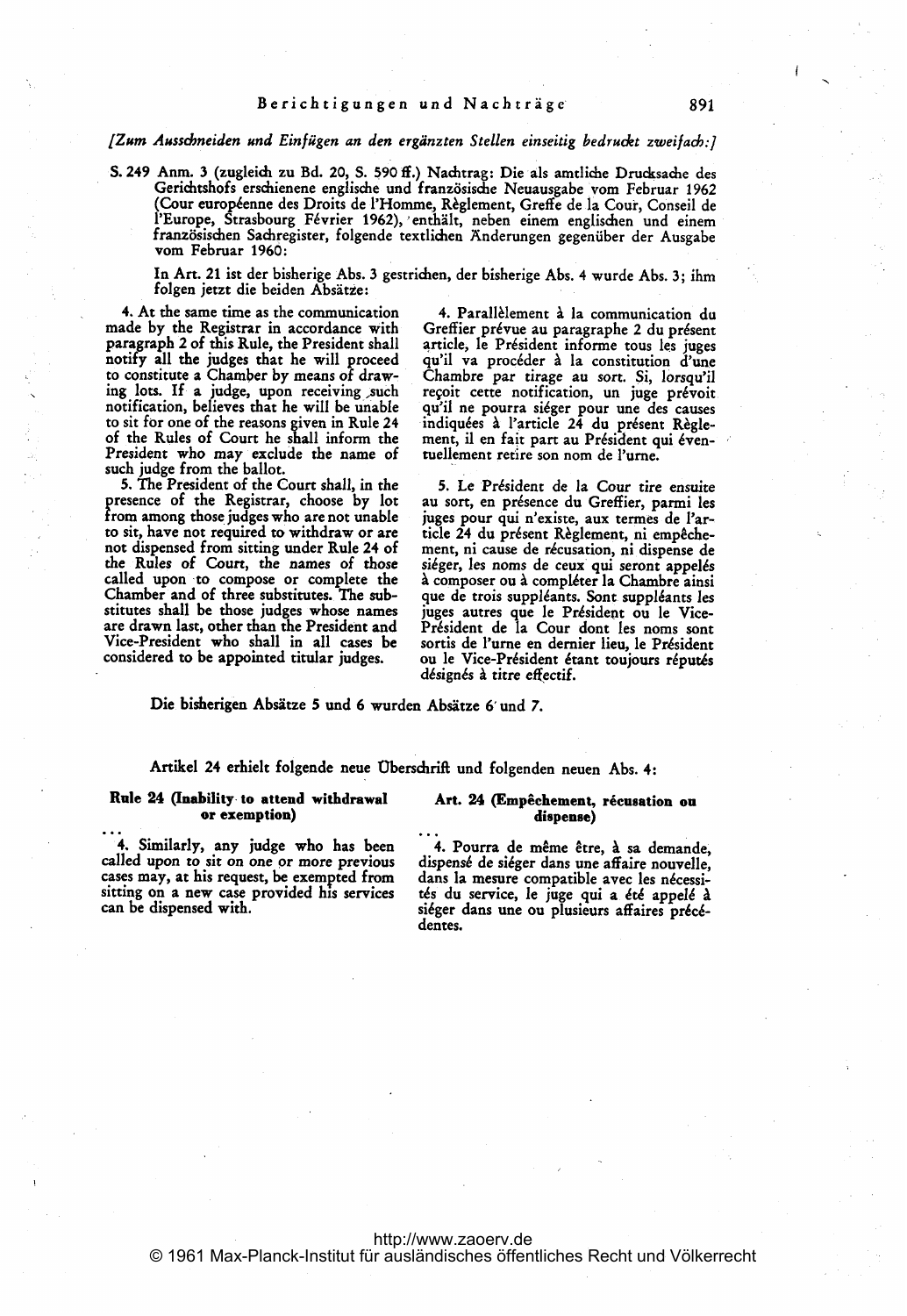*[Zum Ausschneiden und Einfügen an den ergänzten Stellen einseitig bedruckt zweifach:]*

S. 249 Anm. 3 (zugleich zu Bd. 20, S. 590 ff.) Nachtrag: Die als amtliche Drucksache des Gerichtshofs erschienene englische und französische Neuausgabe vom Februar 1962 (Cour européenne des Droits de l'Homme, Règlement, Greffe de la Cour, Conseil de l'Europe, Strasbourg Février 1962), enthält, neben einem englischen und einem französischen Sachregister, folgende textlichen Änderungen gegenüber der Ausgabe vom Februar 1960:

In Art. 21 ist der bisherige Abs. 3 gestrichen, der bisherige Abs. 4 wurde Abs. 3; ihm folgen jetzt die beiden Absätze:

4. At the same time as the communication made by the Registrar in accordance with paragraph 2 of this Rule, the President shall notify all the judges that he will proceed to constitute a Chamber by means of drawing lots. If a judge, upon receiving such notification, believes that he will be unable to sit for one of the reasons given in Rule 24 of the Rules of Court he shall inform the President who may exclude the name of such judge from the ballot.

5. The President of the Court shall, in the presence of the Registrar, choose by lot from among those judges who are not unable to sit, have not required to withdraw or are not dispensed from sitting under Rule 24 of the Rules of Court, the names of those called upon to compose or complete the Chamber and of three substitutes. The substitutes shall be those judges whose names are drawn last, other than the President and Vice-President who shall in all cases be considered to be appointed titular judges.

4. Parallèlement à la communication du Greffier prévue au paragraphe 2 du présent article, le Président informe tous les juges qu'il va procéder à la constitution d'une Chambre par tirage au sort. Si, lorsqu'il reçoit cette notification, un juge prévoit qu'il ne pourra siéger pour une des causes indiquées à l'article 24 du présent Règlement, il en fait part au Président qui éventuellement retire son nom de l'urne.

5. Le Président de la Cour tire ensuite au sort, en présence du Greffier, parmi les juges pour qui n'existe, aux termes de l'article 24 du présent Règlement, ni empêchement, ni cause de récusation, ni dispense de siéger, les noms de ceux qui seront appelés à composer ou à compléter la Chambre ainsi que de trois suppléants. Sont suppléants les juges autres que le Président ou le Vice-Président de la Cour dont les noms sont sortis de l'urne en dernier lieu, le Président ou le Vice-Président étant toujours réputés désignés à titre effectif.

Die bisherigen Absätze 5 und 6 wurden Absätze 6 und 7.

Artikel 24 erhielt folgende neue Überschrift und folgenden neuen Abs. 4:

**Rule 24 (Inability to attend withdrawal or exemption)**

...

4. Similarly, any judge who has been called upon to sit on one or more previous cases may, at his request, be exempted from sitting on a new case provided his services can be dispensed with.

**Art. 24 (Empêchement, récusation ou dispense)**

...

4. Pourra de même être, à sa demande, dispensé de siéger dans une affaire nouvelle, dans la mesure compatible avec les nécessités du service, le juge qui a été appelé à siéger dans une ou plusieurs affaires précédentes.